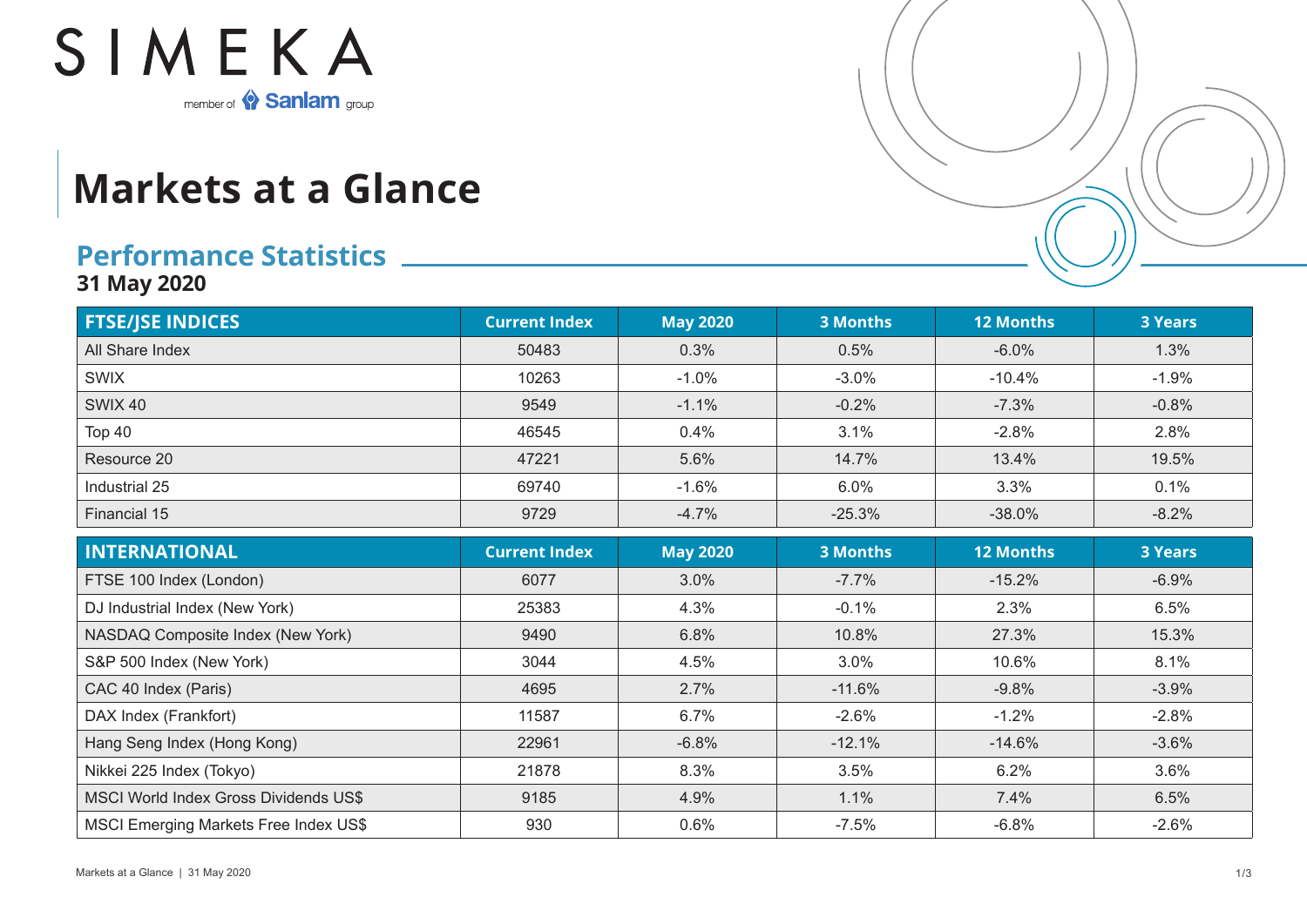SIMEKA

member of Sanlam group

# Markets at a Glance

## Performance Statistics

**31 May 2020**

| FTSE/JSE INDICES | Current Index | May 2020 | 3 Months | 12 Months | 3 Years |
|---|---|---|---|---|---|
| All Share Index | 50483 | 0.3% | 0.5% | -6.0% | 1.3% |
| SWIX | 10263 | -1.0% | -3.0% | -10.4% | -1.9% |
| SWIX 40 | 9549 | -1.1% | -0.2% | -7.3% | -0.8% |
| Top 40 | 46545 | 0.4% | 3.1% | -2.8% | 2.8% |
| Resource 20 | 47221 | 5.6% | 14.7% | 13.4% | 19.5% |
| Industrial 25 | 69740 | -1.6% | 6.0% | 3.3% | 0.1% |
| Financial 15 | 9729 | -4.7% | -25.3% | -38.0% | -8.2% |

| INTERNATIONAL | Current Index | May 2020 | 3 Months | 12 Months | 3 Years |
|---|---|---|---|---|---|
| FTSE 100 Index (London) | 6077 | 3.0% | -7.7% | -15.2% | -6.9% |
| DJ Industrial Index (New York) | 25383 | 4.3% | -0.1% | 2.3% | 6.5% |
| NASDAQ Composite Index (New York) | 9490 | 6.8% | 10.8% | 27.3% | 15.3% |
| S&P 500 Index (New York) | 3044 | 4.5% | 3.0% | 10.6% | 8.1% |
| CAC 40 Index (Paris) | 4695 | 2.7% | -11.6% | -9.8% | -3.9% |
| DAX Index (Frankfort) | 11587 | 6.7% | -2.6% | -1.2% | -2.8% |
| Hang Seng Index (Hong Kong) | 22961 | -6.8% | -12.1% | -14.6% | -3.6% |
| Nikkei 225 Index (Tokyo) | 21878 | 8.3% | 3.5% | 6.2% | 3.6% |
| MSCI World Index Gross Dividends US$ | 9185 | 4.9% | 1.1% | 7.4% | 6.5% |
| MSCI Emerging Markets Free Index US$ | 930 | 0.6% | -7.5% | -6.8% | -2.6% |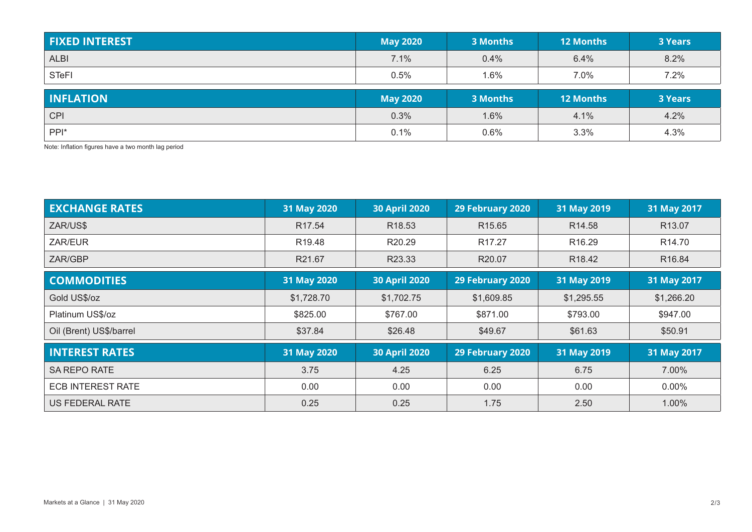| FIXED INTEREST | May 2020 | 3 Months | 12 Months | 3 Years |
|---|---|---|---|---|
| ALBI | 7.1% | 0.4% | 6.4% | 8.2% |
| STeFI | 0.5% | 1.6% | 7.0% | 7.2% |

| INFLATION | May 2020 | 3 Months | 12 Months | 3 Years |
|---|---|---|---|---|
| CPI | 0.3% | 1.6% | 4.1% | 4.2% |
| PPI* | 0.1% | 0.6% | 3.3% | 4.3% |

Note: Inflation figures have a two month lag period

| EXCHANGE RATES | 31 May 2020 | 30 April 2020 | 29 February 2020 | 31 May 2019 | 31 May 2017 |
|---|---|---|---|---|---|
| ZAR/US$ | R17.54 | R18.53 | R15.65 | R14.58 | R13.07 |
| ZAR/EUR | R19.48 | R20.29 | R17.27 | R16.29 | R14.70 |
| ZAR/GBP | R21.67 | R23.33 | R20.07 | R18.42 | R16.84 |

| COMMODITIES | 31 May 2020 | 30 April 2020 | 29 February 2020 | 31 May 2019 | 31 May 2017 |
|---|---|---|---|---|---|
| Gold US$/oz | $1,728.70 | $1,702.75 | $1,609.85 | $1,295.55 | $1,266.20 |
| Platinum US$/oz | $825.00 | $767.00 | $871.00 | $793.00 | $947.00 |
| Oil (Brent) US$/barrel | $37.84 | $26.48 | $49.67 | $61.63 | $50.91 |

| INTEREST RATES | 31 May 2020 | 30 April 2020 | 29 February 2020 | 31 May 2019 | 31 May 2017 |
|---|---|---|---|---|---|
| SA REPO RATE | 3.75 | 4.25 | 6.25 | 6.75 | 7.00% |
| ECB INTEREST RATE | 0.00 | 0.00 | 0.00 | 0.00 | 0.00% |
| US FEDERAL RATE | 0.25 | 0.25 | 1.75 | 2.50 | 1.00% |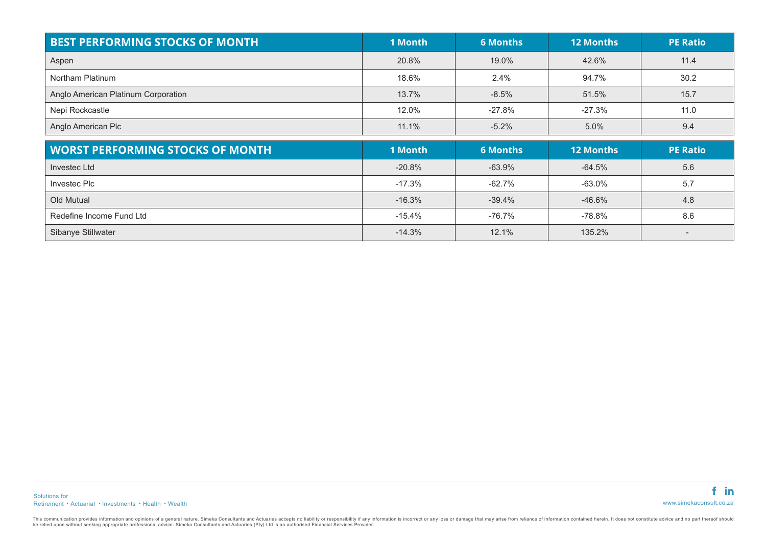| BEST PERFORMING STOCKS OF MONTH | 1 Month | 6 Months | 12 Months | PE Ratio |
|---|---|---|---|---|
| Aspen | 20.8% | 19.0% | 42.6% | 11.4 |
| Northam Platinum | 18.6% | 2.4% | 94.7% | 30.2 |
| Anglo American Platinum Corporation | 13.7% | -8.5% | 51.5% | 15.7 |
| Nepi Rockcastle | 12.0% | -27.8% | -27.3% | 11.0 |
| Anglo American Plc | 11.1% | -5.2% | 5.0% | 9.4 |

| WORST PERFORMING STOCKS OF MONTH | 1 Month | 6 Months | 12 Months | PE Ratio |
|---|---|---|---|---|
| Investec Ltd | -20.8% | -63.9% | -64.5% | 5.6 |
| Investec Plc | -17.3% | -62.7% | -63.0% | 5.7 |
| Old Mutual | -16.3% | -39.4% | -46.6% | 4.8 |
| Redefine Income Fund Ltd | -15.4% | -76.7% | -78.8% | 8.6 |
| Sibanye Stillwater | -14.3% | 12.1% | 135.2% | - |

Solutions for
Retirement • Actuarial • Investments • Health • Wealth

www.simekaconsult.co.za

This communication provides information and opinions of a general nature. Simeka Consultants and Actuaries accepts no liability or responsibility if any information is incorrect or any loss or damage that may arise from reliance of information contained herein. It does not constitute advice and no part thereof should be relied upon without seeking appropriate professional advice. Simeka Consultants and Actuaries (Pty) Ltd is an authorised Financial Services Provider.